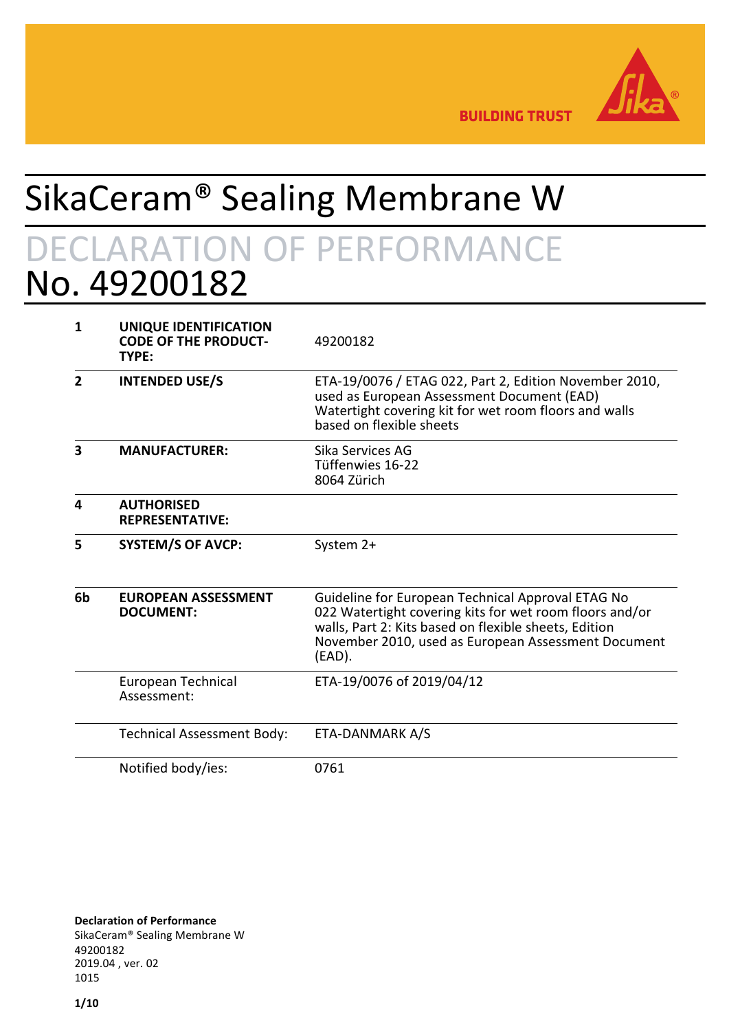BUILDING TRUST

# SikaCeram® Sealing Membrane W

## DECLARATION OF PERFORMANCE

## No. 49200182

| | | |
|---|---|---|
| **1** | **UNIQUE IDENTIFICATION CODE OF THE PRODUCT-TYPE:** | 49200182 |
| **2** | **INTENDED USE/S** | ETA-19/0076 / ETAG 022, Part 2, Edition November 2010, used as European Assessment Document (EAD) Watertight covering kit for wet room floors and walls based on flexible sheets |
| **3** | **MANUFACTURER:** | Sika Services AG<br>Tüffenwies 16-22<br>8064 Zürich |
| **4** | **AUTHORISED REPRESENTATIVE:** | |
| **5** | **SYSTEM/S OF AVCP:** | System 2+ |
| **6b** | **EUROPEAN ASSESSMENT DOCUMENT:** | Guideline for European Technical Approval ETAG No 022 Watertight covering kits for wet room floors and/or walls, Part 2: Kits based on flexible sheets, Edition November 2010, used as European Assessment Document (EAD). |
| | European Technical Assessment: | ETA-19/0076 of 2019/04/12 |
| | Technical Assessment Body: | ETA-DANMARK A/S |
| | Notified body/ies: | 0761 |

**Declaration of Performance**
SikaCeram® Sealing Membrane W
49200182
2019.04 , ver. 02
1015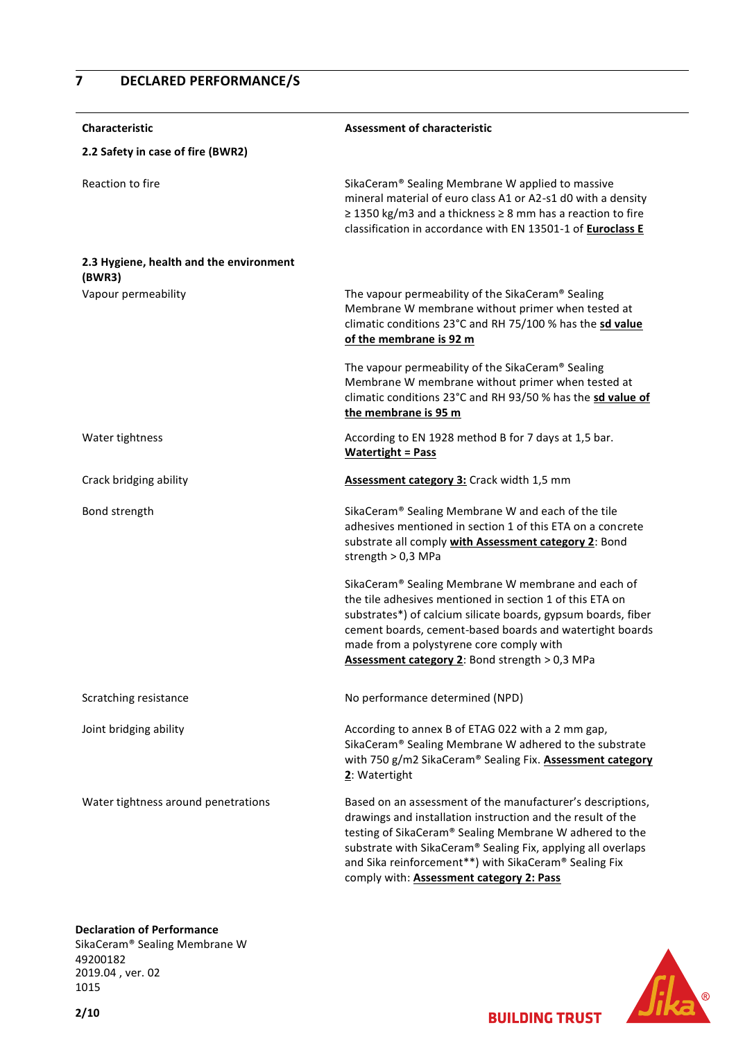## 7 DECLARED PERFORMANCE/S

| Characteristic | Assessment of characteristic |
|---|---|
| **2.2 Safety in case of fire (BWR2)** | |
| Reaction to fire | SikaCeram® Sealing Membrane W applied to massive mineral material of euro class A1 or A2-s1 d0 with a density ≥ 1350 kg/m3 and a thickness ≥ 8 mm has a reaction to fire classification in accordance with EN 13501-1 of **Euroclass E** |
| **2.3 Hygiene, health and the environment (BWR3)** | |
| Vapour permeability | The vapour permeability of the SikaCeram® Sealing Membrane W membrane without primer when tested at climatic conditions 23°C and RH 75/100 % has the **sd value of the membrane is 92 m**<br><br>The vapour permeability of the SikaCeram® Sealing Membrane W membrane without primer when tested at climatic conditions 23°C and RH 93/50 % has the **sd value of the membrane is 95 m** |
| Water tightness | According to EN 1928 method B for 7 days at 1,5 bar. **Watertight = Pass** |
| Crack bridging ability | **Assessment category 3:** Crack width 1,5 mm |
| Bond strength | SikaCeram® Sealing Membrane W and each of the tile adhesives mentioned in section 1 of this ETA on a concrete substrate all comply **with Assessment category 2**: Bond strength > 0,3 MPa<br><br>SikaCeram® Sealing Membrane W membrane and each of the tile adhesives mentioned in section 1 of this ETA on substrates*) of calcium silicate boards, gypsum boards, fiber cement boards, cement-based boards and watertight boards made from a polystyrene core comply with **Assessment category 2**: Bond strength > 0,3 MPa |
| Scratching resistance | No performance determined (NPD) |
| Joint bridging ability | According to annex B of ETAG 022 with a 2 mm gap, SikaCeram® Sealing Membrane W adhered to the substrate with 750 g/m2 SikaCeram® Sealing Fix. **Assessment category 2**: Watertight |
| Water tightness around penetrations | Based on an assessment of the manufacturer's descriptions, drawings and installation instruction and the result of the testing of SikaCeram® Sealing Membrane W adhered to the substrate with SikaCeram® Sealing Fix, applying all overlaps and Sika reinforcement**) with SikaCeram® Sealing Fix comply with: **Assessment category 2: Pass** |

**Declaration of Performance**
SikaCeram® Sealing Membrane W
49200182
2019.04 , ver. 02
1015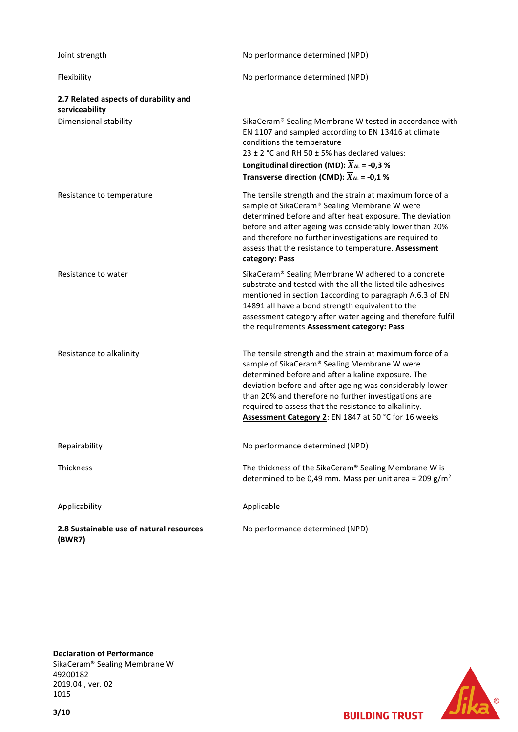| | |
|---|---|
| Joint strength | No performance determined (NPD) |
| Flexibility | No performance determined (NPD) |
| **2.7 Related aspects of durability and serviceability** | |
| Dimensional stability | SikaCeram® Sealing Membrane W tested in accordance with EN 1107 and sampled according to EN 13416 at climate conditions the temperature 23 ± 2 °C and RH 50 ± 5% has declared values: **Longitudinal direction (MD):** $\overline{X}_{\Delta L}$ **= -0,3 %** **Transverse direction (CMD):** $\overline{X}_{\Delta L}$ **= -0,1 %** |
| Resistance to temperature | The tensile strength and the strain at maximum force of a sample of SikaCeram® Sealing Membrane W were determined before and after heat exposure. The deviation before and after ageing was considerably lower than 20% and therefore no further investigations are required to assess that the resistance to temperature. **Assessment category: Pass** |
| Resistance to water | SikaCeram® Sealing Membrane W adhered to a concrete substrate and tested with the all the listed tile adhesives mentioned in section 1according to paragraph A.6.3 of EN 14891 all have a bond strength equivalent to the assessment category after water ageing and therefore fulfil the requirements **Assessment category: Pass** |
| Resistance to alkalinity | The tensile strength and the strain at maximum force of a sample of SikaCeram® Sealing Membrane W were determined before and after alkaline exposure. The deviation before and after ageing was considerably lower than 20% and therefore no further investigations are required to assess that the resistance to alkalinity. **Assessment Category 2**: EN 1847 at 50 °C for 16 weeks |
| Repairability | No performance determined (NPD) |
| Thickness | The thickness of the SikaCeram® Sealing Membrane W is determined to be 0,49 mm. Mass per unit area = 209 g/m² |
| Applicability | Applicable |
| **2.8 Sustainable use of natural resources (BWR7)** | No performance determined (NPD) |

**Declaration of Performance**
SikaCeram® Sealing Membrane W
49200182
2019.04 , ver. 02
1015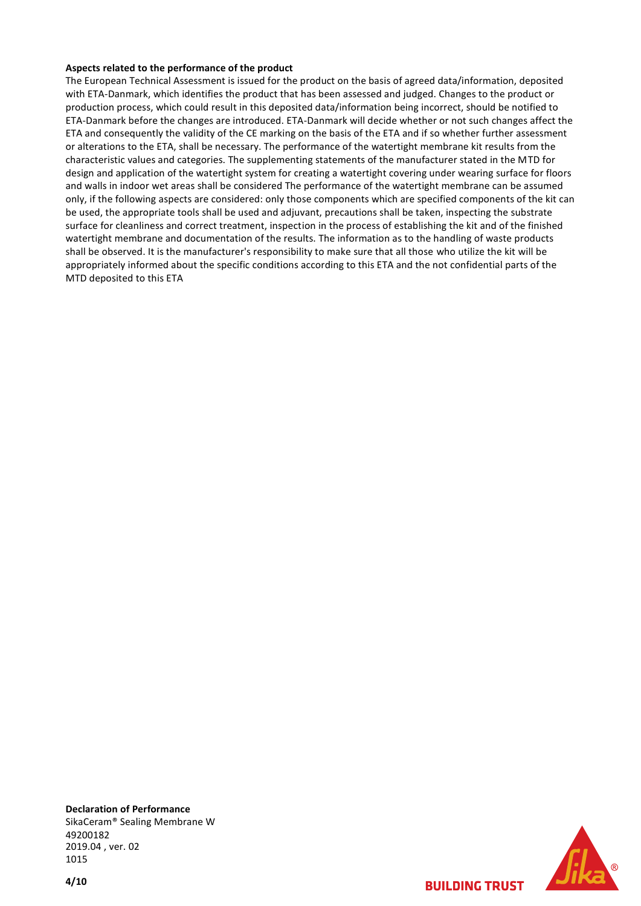**Aspects related to the performance of the product**

The European Technical Assessment is issued for the product on the basis of agreed data/information, deposited with ETA-Danmark, which identifies the product that has been assessed and judged. Changes to the product or production process, which could result in this deposited data/information being incorrect, should be notified to ETA-Danmark before the changes are introduced. ETA-Danmark will decide whether or not such changes affect the ETA and consequently the validity of the CE marking on the basis of the ETA and if so whether further assessment or alterations to the ETA, shall be necessary. The performance of the watertight membrane kit results from the characteristic values and categories. The supplementing statements of the manufacturer stated in the MTD for design and application of the watertight system for creating a watertight covering under wearing surface for floors and walls in indoor wet areas shall be considered The performance of the watertight membrane can be assumed only, if the following aspects are considered: only those components which are specified components of the kit can be used, the appropriate tools shall be used and adjuvant, precautions shall be taken, inspecting the substrate surface for cleanliness and correct treatment, inspection in the process of establishing the kit and of the finished watertight membrane and documentation of the results. The information as to the handling of waste products shall be observed. It is the manufacturer's responsibility to make sure that all those who utilize the kit will be appropriately informed about the specific conditions according to this ETA and the not confidential parts of the MTD deposited to this ETA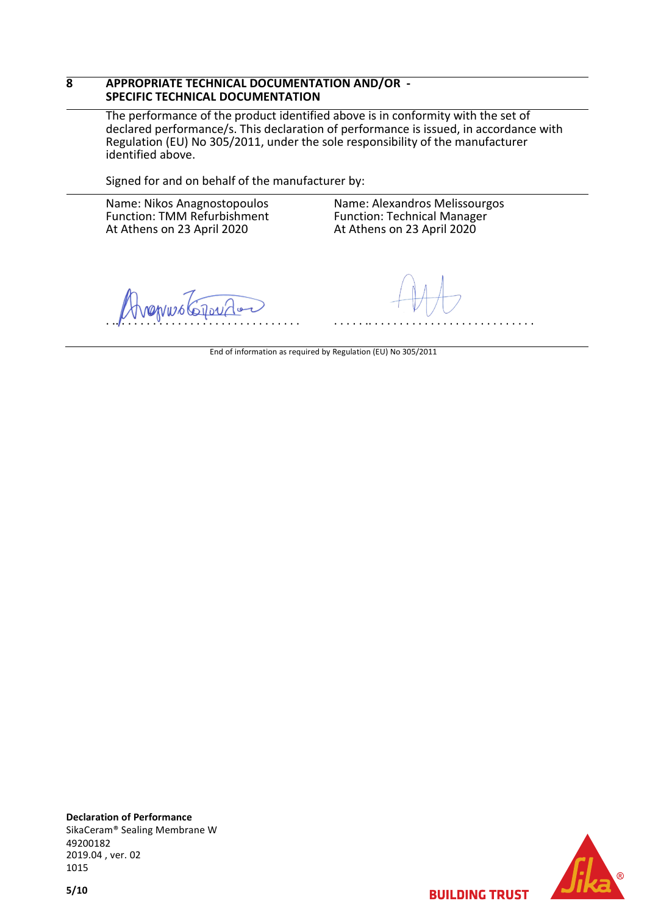## 8 APPROPRIATE TECHNICAL DOCUMENTATION AND/OR - SPECIFIC TECHNICAL DOCUMENTATION

The performance of the product identified above is in conformity with the set of declared performance/s. This declaration of performance is issued, in accordance with Regulation (EU) No 305/2011, under the sole responsibility of the manufacturer identified above.

Signed for and on behalf of the manufacturer by:

Name: Nikos Anagnostopoulos
Function: TMM Refurbishment
At Athens on 23 April 2020

Name: Alexandros Melissourgos
Function: Technical Manager
At Athens on 23 April 2020

................................ ................................

End of information as required by Regulation (EU) No 305/2011

**Declaration of Performance**
SikaCeram® Sealing Membrane W
49200182
2019.04 , ver. 02
1015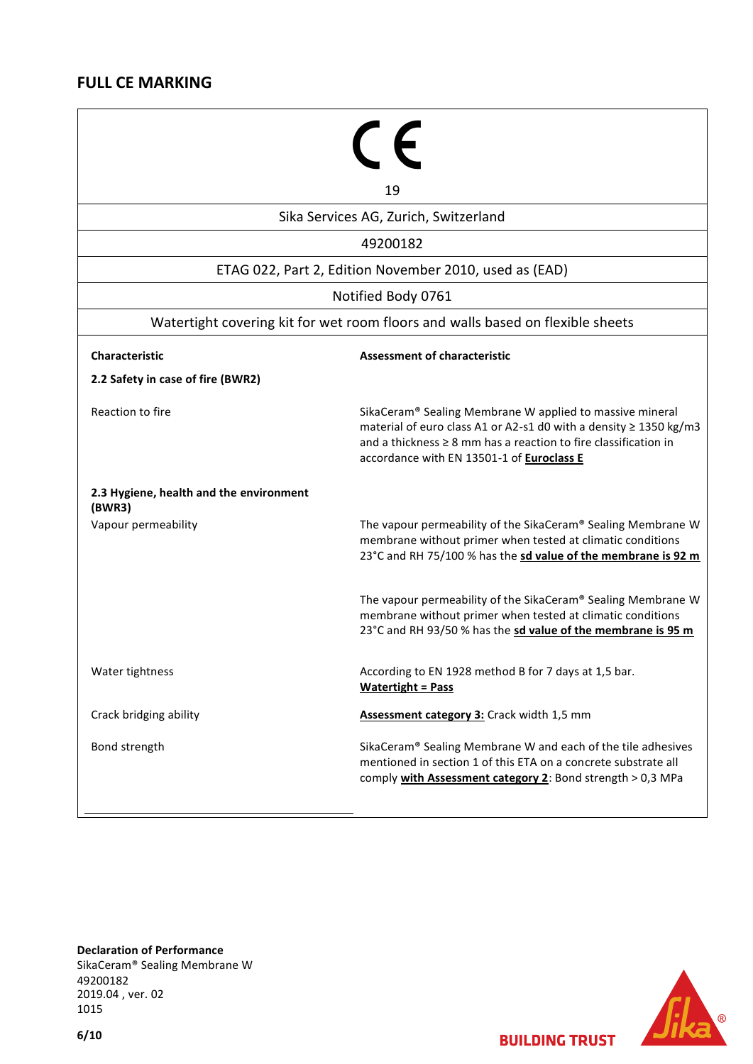## FULL CE MARKING

CE

19

Sika Services AG, Zurich, Switzerland

49200182

ETAG 022, Part 2, Edition November 2010, used as (EAD)

Notified Body 0761

Watertight covering kit for wet room floors and walls based on flexible sheets

| **Characteristic** | **Assessment of characteristic** |
|---|---|
| **2.2 Safety in case of fire (BWR2)** | |
| Reaction to fire | SikaCeram® Sealing Membrane W applied to massive mineral material of euro class A1 or A2-s1 d0 with a density ≥ 1350 kg/m3 and a thickness ≥ 8 mm has a reaction to fire classification in accordance with EN 13501-1 of **Euroclass E** |
| **2.3 Hygiene, health and the environment (BWR3)** | |
| Vapour permeability | The vapour permeability of the SikaCeram® Sealing Membrane W membrane without primer when tested at climatic conditions 23°C and RH 75/100 % has the **sd value of the membrane is 92 m** |
| | The vapour permeability of the SikaCeram® Sealing Membrane W membrane without primer when tested at climatic conditions 23°C and RH 93/50 % has the **sd value of the membrane is 95 m** |
| Water tightness | According to EN 1928 method B for 7 days at 1,5 bar. **Watertight = Pass** |
| Crack bridging ability | **Assessment category 3:** Crack width 1,5 mm |
| Bond strength | SikaCeram® Sealing Membrane W and each of the tile adhesives mentioned in section 1 of this ETA on a concrete substrate all comply **with Assessment category 2**: Bond strength > 0,3 MPa |

**Declaration of Performance**
SikaCeram® Sealing Membrane W
49200182
2019.04 , ver. 02
1015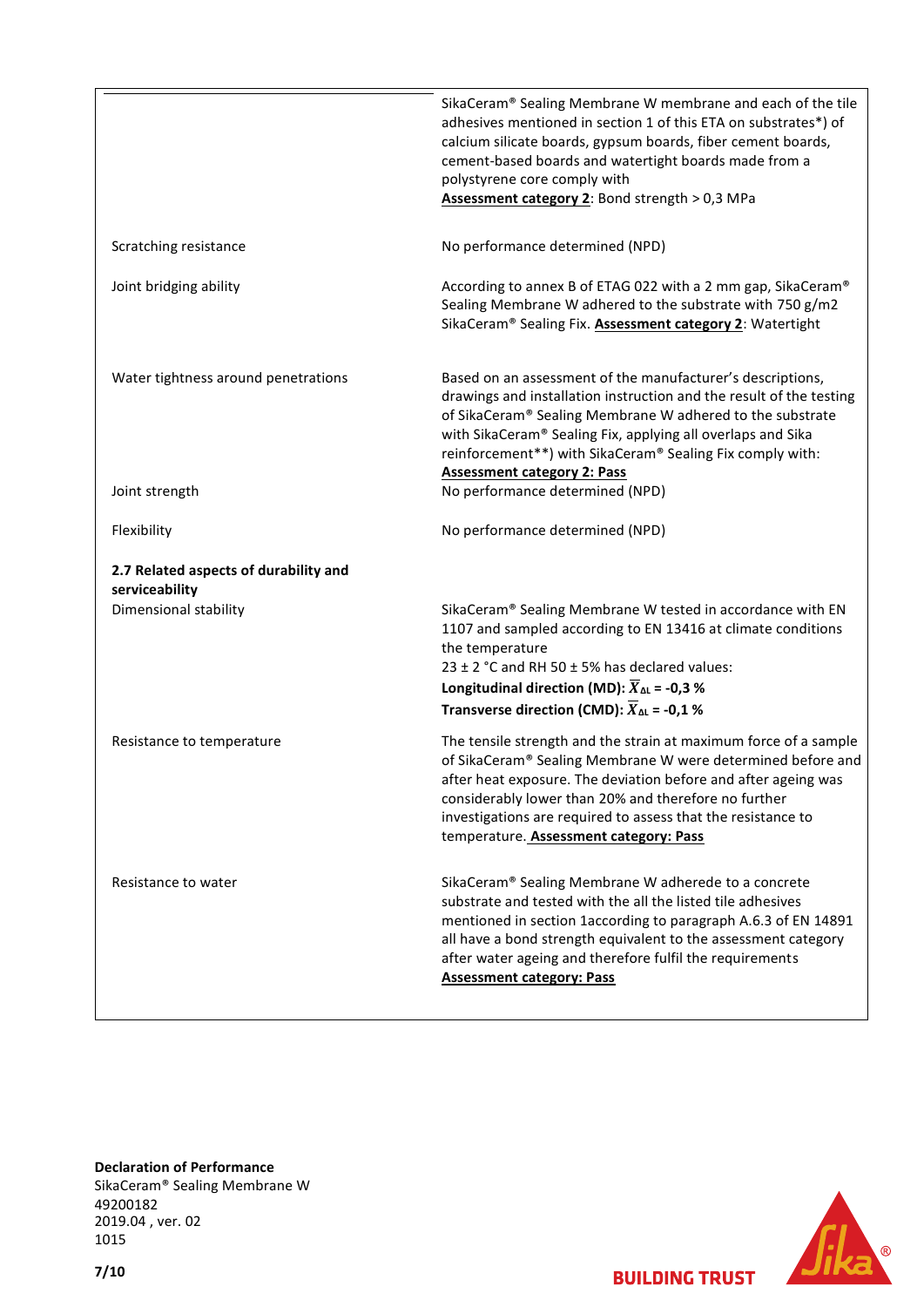| | |
|---|---|
| | SikaCeram® Sealing Membrane W membrane and each of the tile adhesives mentioned in section 1 of this ETA on substrates*) of calcium silicate boards, gypsum boards, fiber cement boards, cement-based boards and watertight boards made from a polystyrene core comply with **Assessment category 2**: Bond strength > 0,3 MPa |
| Scratching resistance | No performance determined (NPD) |
| Joint bridging ability | According to annex B of ETAG 022 with a 2 mm gap, SikaCeram® Sealing Membrane W adhered to the substrate with 750 g/m2 SikaCeram® Sealing Fix. **Assessment category 2**: Watertight |
| Water tightness around penetrations | Based on an assessment of the manufacturer's descriptions, drawings and installation instruction and the result of the testing of SikaCeram® Sealing Membrane W adhered to the substrate with SikaCeram® Sealing Fix, applying all overlaps and Sika reinforcement**) with SikaCeram® Sealing Fix comply with: **Assessment category 2: Pass** |
| Joint strength | No performance determined (NPD) |
| Flexibility | No performance determined (NPD) |
| **2.7 Related aspects of durability and serviceability** | |
| Dimensional stability | SikaCeram® Sealing Membrane W tested in accordance with EN 1107 and sampled according to EN 13416 at climate conditions the temperature 23 ± 2 °C and RH 50 ± 5% has declared values: **Longitudinal direction (MD): $\overline{X}_{\Delta L}$ = -0,3 %** **Transverse direction (CMD): $\overline{X}_{\Delta L}$ = -0,1 %** |
| Resistance to temperature | The tensile strength and the strain at maximum force of a sample of SikaCeram® Sealing Membrane W were determined before and after heat exposure. The deviation before and after ageing was considerably lower than 20% and therefore no further investigations are required to assess that the resistance to temperature. **Assessment category: Pass** |
| Resistance to water | SikaCeram® Sealing Membrane W adherede to a concrete substrate and tested with the all the listed tile adhesives mentioned in section 1according to paragraph A.6.3 of EN 14891 all have a bond strength equivalent to the assessment category after water ageing and therefore fulfil the requirements **Assessment category: Pass** |

**Declaration of Performance**
SikaCeram® Sealing Membrane W
49200182
2019.04 , ver. 02
1015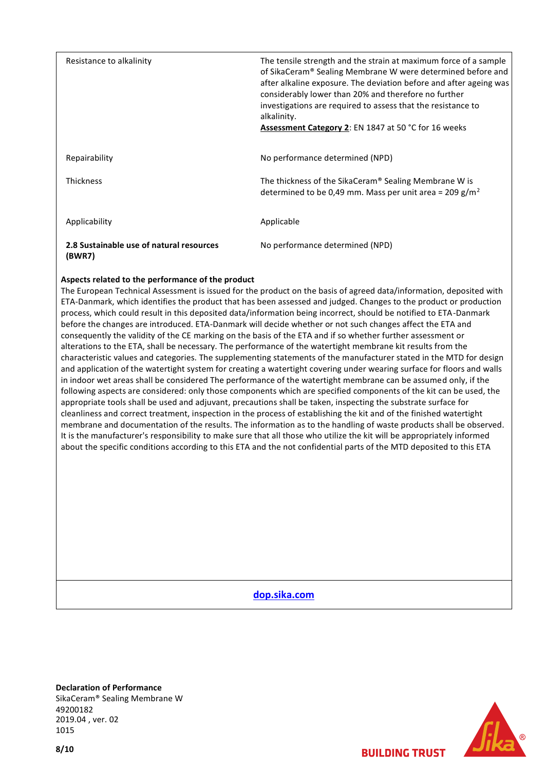| | |
|---|---|
| Resistance to alkalinity | The tensile strength and the strain at maximum force of a sample of SikaCeram® Sealing Membrane W were determined before and after alkaline exposure. The deviation before and after ageing was considerably lower than 20% and therefore no further investigations are required to assess that the resistance to alkalinity.<br>**Assessment Category 2**: EN 1847 at 50 °C for 16 weeks |
| Repairability | No performance determined (NPD) |
| Thickness | The thickness of the SikaCeram® Sealing Membrane W is determined to be 0,49 mm. Mass per unit area = 209 g/m² |
| Applicability | Applicable |
| **2.8 Sustainable use of natural resources (BWR7)** | No performance determined (NPD) |

**Aspects related to the performance of the product**

The European Technical Assessment is issued for the product on the basis of agreed data/information, deposited with ETA-Danmark, which identifies the product that has been assessed and judged. Changes to the product or production process, which could result in this deposited data/information being incorrect, should be notified to ETA-Danmark before the changes are introduced. ETA-Danmark will decide whether or not such changes affect the ETA and consequently the validity of the CE marking on the basis of the ETA and if so whether further assessment or alterations to the ETA, shall be necessary. The performance of the watertight membrane kit results from the characteristic values and categories. The supplementing statements of the manufacturer stated in the MTD for design and application of the watertight system for creating a watertight covering under wearing surface for floors and walls in indoor wet areas shall be considered The performance of the watertight membrane can be assumed only, if the following aspects are considered: only those components which are specified components of the kit can be used, the appropriate tools shall be used and adjuvant, precautions shall be taken, inspecting the substrate surface for cleanliness and correct treatment, inspection in the process of establishing the kit and of the finished watertight membrane and documentation of the results. The information as to the handling of waste products shall be observed. It is the manufacturer's responsibility to make sure that all those who utilize the kit will be appropriately informed about the specific conditions according to this ETA and the not confidential parts of the MTD deposited to this ETA

dop.sika.com

**Declaration of Performance**
SikaCeram® Sealing Membrane W
49200182
2019.04 , ver. 02
1015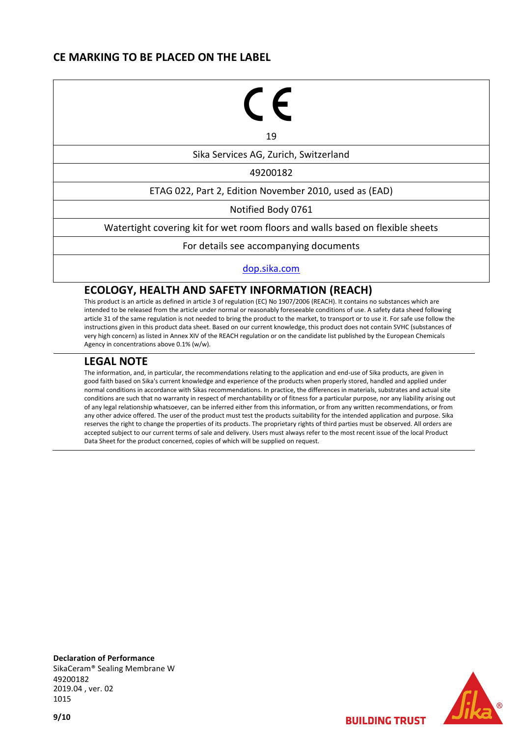## CE MARKING TO BE PLACED ON THE LABEL

| CE<br>19 |
| --- |
| Sika Services AG, Zurich, Switzerland |
| 49200182 |
| ETAG 022, Part 2, Edition November 2010, used as (EAD) |
| Notified Body 0761 |
| Watertight covering kit for wet room floors and walls based on flexible sheets |
| For details see accompanying documents |
| dop.sika.com |

## ECOLOGY, HEALTH AND SAFETY INFORMATION (REACH)

This product is an article as defined in article 3 of regulation (EC) No 1907/2006 (REACH). It contains no substances which are intended to be released from the article under normal or reasonably foreseeable conditions of use. A safety data sheed following article 31 of the same regulation is not needed to bring the product to the market, to transport or to use it. For safe use follow the instructions given in this product data sheet. Based on our current knowledge, this product does not contain SVHC (substances of very high concern) as listed in Annex XIV of the REACH regulation or on the candidate list published by the European Chemicals Agency in concentrations above 0.1% (w/w).

## LEGAL NOTE

The information, and, in particular, the recommendations relating to the application and end-use of Sika products, are given in good faith based on Sika's current knowledge and experience of the products when properly stored, handled and applied under normal conditions in accordance with Sikas recommendations. In practice, the differences in materials, substrates and actual site conditions are such that no warranty in respect of merchantability or of fitness for a particular purpose, nor any liability arising out of any legal relationship whatsoever, can be inferred either from this information, or from any written recommendations, or from any other advice offered. The user of the product must test the products suitability for the intended application and purpose. Sika reserves the right to change the properties of its products. The proprietary rights of third parties must be observed. All orders are accepted subject to our current terms of sale and delivery. Users must always refer to the most recent issue of the local Product Data Sheet for the product concerned, copies of which will be supplied on request.

**Declaration of Performance**
SikaCeram® Sealing Membrane W
49200182
2019.04 , ver. 02
1015

BUILDING TRUST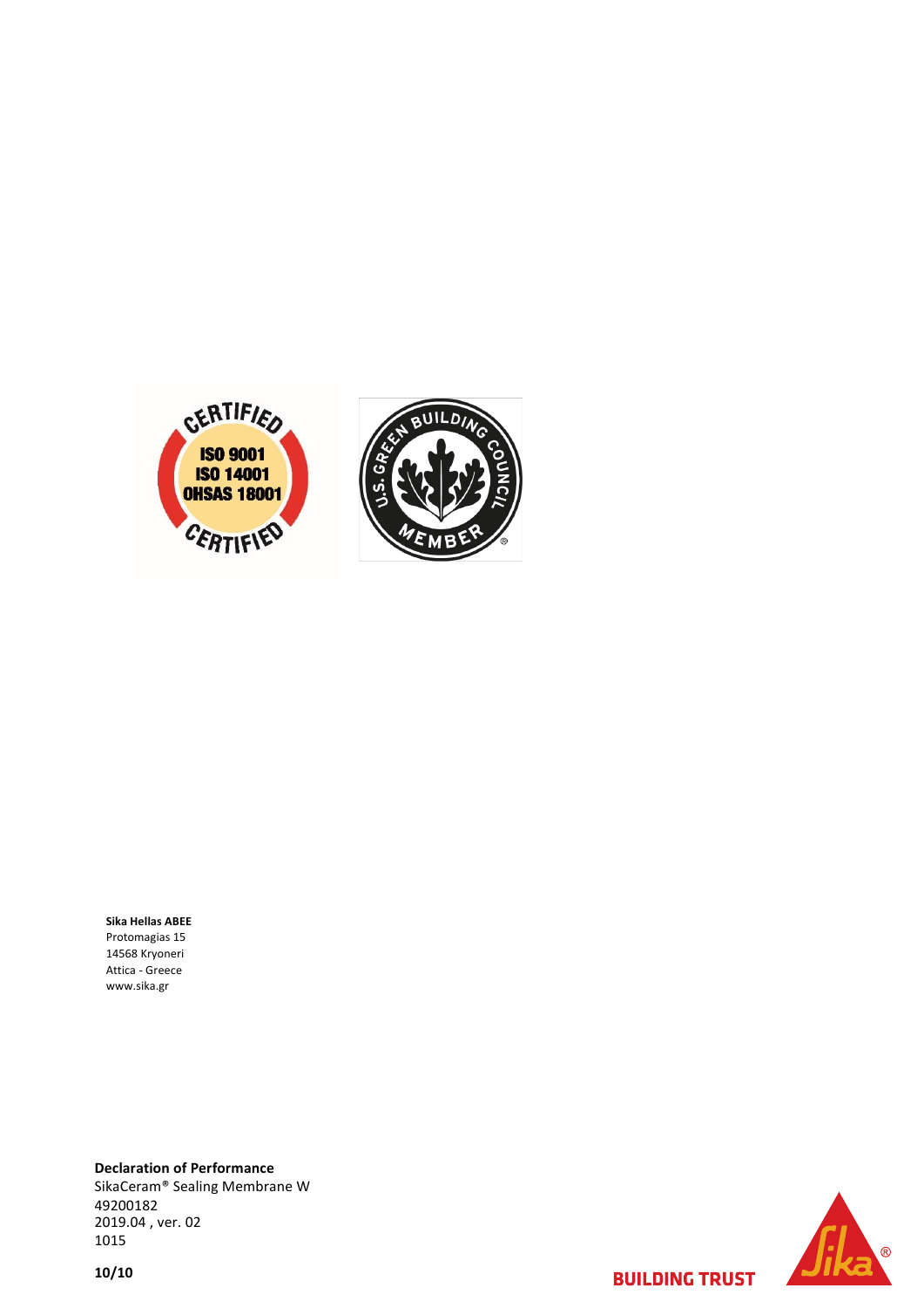**Sika Hellas ABEE**
Protomagias 15
14568 Kryoneri
Attica - Greece
www.sika.gr

**Declaration of Performance**
SikaCeram® Sealing Membrane W
49200182
2019.04 , ver. 02
1015